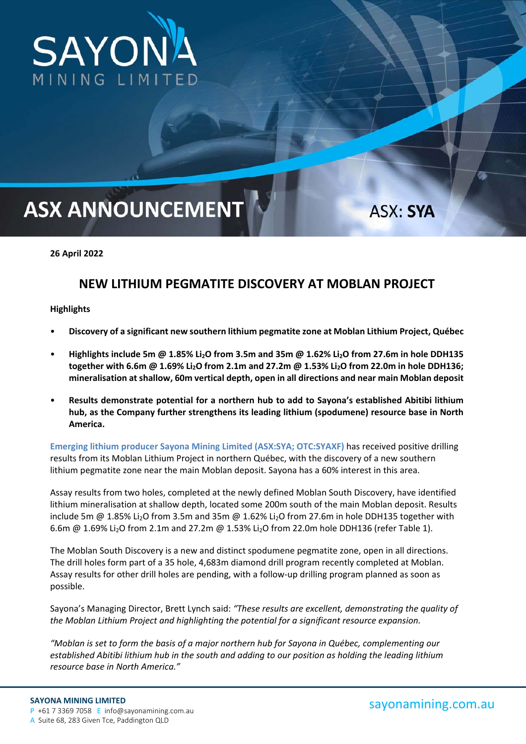# SAYONA MINING LIMITED

# ASX ANNOUNCEMENT

ASX: **SYA**

**26 April 2022**

## NEW LITHIUM PEGMATITE DISCOVERY AT MOBLAN PROJECT

**Highlights**

- **Discovery of a significant new southern lithium pegmatite zone at Moblan Lithium Project, Québec**
- **Highlights include 5m @ 1.85% $Li_2O$ from 3.5m and 35m @ 1.62% $Li_2O$ from 27.6m in hole DDH135 together with 6.6m @ 1.69% $Li_2O$ from 2.1m and 27.2m @ 1.53% $Li_2O$ from 22.0m in hole DDH136; mineralisation at shallow, 60m vertical depth, open in all directions and near main Moblan deposit**
- **Results demonstrate potential for a northern hub to add to Sayona's established Abitibi lithium hub, as the Company further strengthens its leading lithium (spodumene) resource base in North America.**

Emerging lithium producer Sayona Mining Limited (ASX:SYA; OTC:SYAXF) has received positive drilling results from its Moblan Lithium Project in northern Québec, with the discovery of a new southern lithium pegmatite zone near the main Moblan deposit. Sayona has a 60% interest in this area.

Assay results from two holes, completed at the newly defined Moblan South Discovery, have identified lithium mineralisation at shallow depth, located some 200m south of the main Moblan deposit. Results include 5m @ 1.85% $Li_2O$ from 3.5m and 35m @ 1.62% $Li_2O$ from 27.6m in hole DDH135 together with 6.6m @ 1.69% $Li_2O$ from 2.1m and 27.2m @ 1.53% $Li_2O$ from 22.0m hole DDH136 (refer Table 1).

The Moblan South Discovery is a new and distinct spodumene pegmatite zone, open in all directions. The drill holes form part of a 35 hole, 4,683m diamond drill program recently completed at Moblan. Assay results for other drill holes are pending, with a follow-up drilling program planned as soon as possible.

Sayona's Managing Director, Brett Lynch said: *"These results are excellent, demonstrating the quality of the Moblan Lithium Project and highlighting the potential for a significant resource expansion.*

*"Moblan is set to form the basis of a major northern hub for Sayona in Québec, complementing our established Abitibi lithium hub in the south and adding to our position as holding the leading lithium resource base in North America."*

**SAYONA MINING LIMITED**
P +61 7 3369 7058 E info@sayonamining.com.au
A Suite 68, 283 Given Tce, Paddington QLD

sayonamining.com.au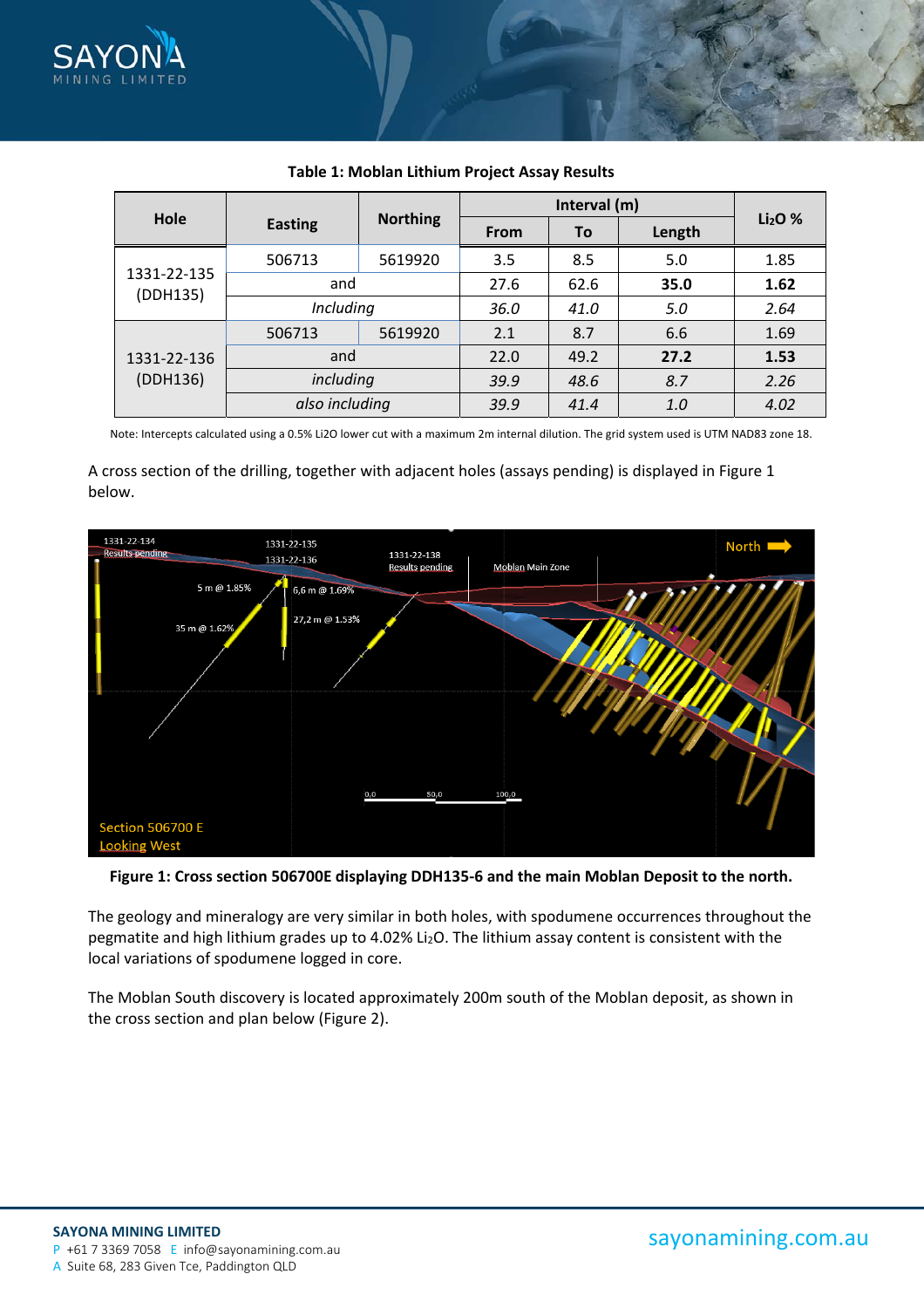**Table 1: Moblan Lithium Project Assay Results**

| Hole | Easting | Northing | Interval (m) | | | $Li_2O$ % |
|---|---|---|---|---|---|---|
| | | | From | To | Length | |
| 1331-22-135 (DDH135) | 506713 | 5619920 | 3.5 | 8.5 | 5.0 | 1.85 |
| | and | | 27.6 | 62.6 | **35.0** | **1.62** |
| | *Including* | | *36.0* | *41.0* | *5.0* | *2.64* |
| 1331-22-136 (DDH136) | 506713 | 5619920 | 2.1 | 8.7 | 6.6 | 1.69 |
| | and | | 22.0 | 49.2 | **27.2** | **1.53** |
| | *including* | | *39.9* | *48.6* | *8.7* | *2.26* |
| | *also including* | | *39.9* | *41.4* | *1.0* | *4.02* |

Note: Intercepts calculated using a 0.5% $Li_2O$ lower cut with a maximum 2m internal dilution. The grid system used is UTM NAD83 zone 18.

A cross section of the drilling, together with adjacent holes (assays pending) is displayed in Figure 1 below.

**Figure 1: Cross section 506700E displaying DDH135-6 and the main Moblan Deposit to the north.**

The geology and mineralogy are very similar in both holes, with spodumene occurrences throughout the pegmatite and high lithium grades up to 4.02% $Li_2O$. The lithium assay content is consistent with the local variations of spodumene logged in core.

The Moblan South discovery is located approximately 200m south of the Moblan deposit, as shown in the cross section and plan below (Figure 2).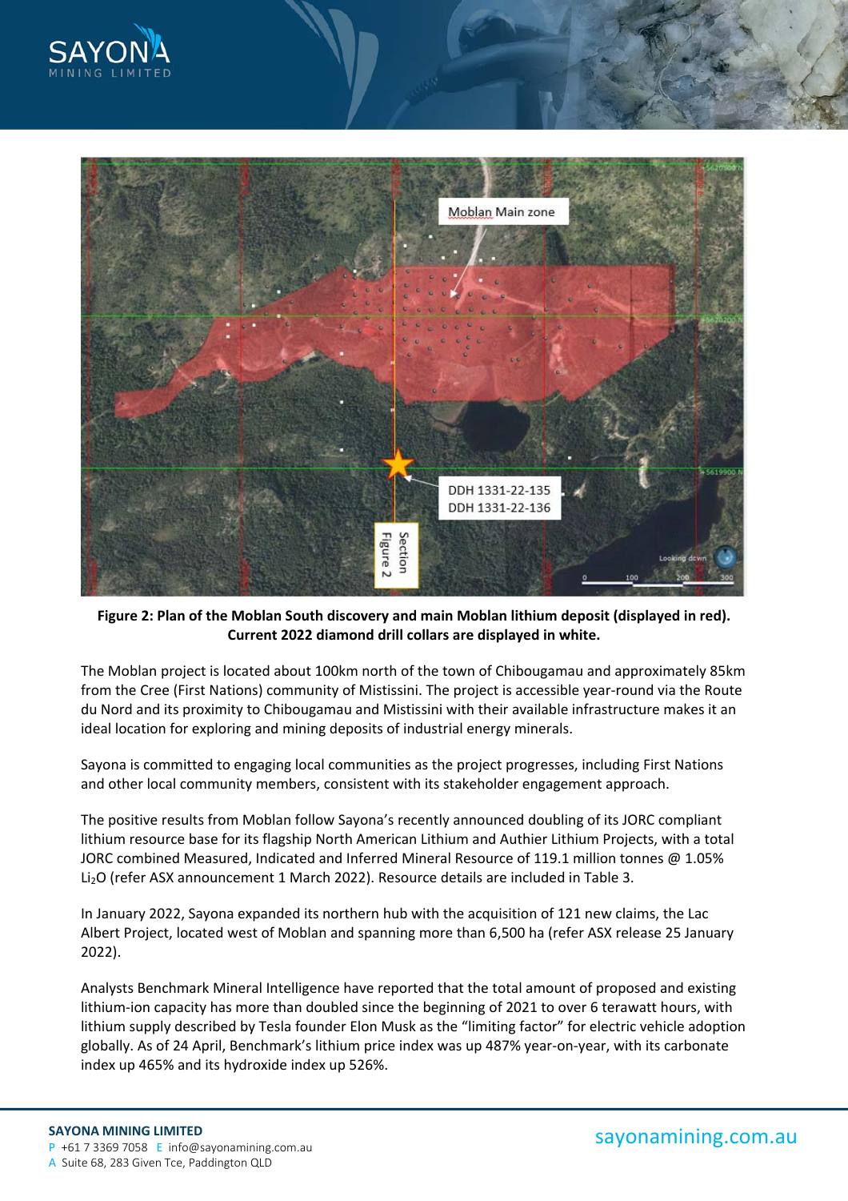**Figure 2: Plan of the Moblan South discovery and main Moblan lithium deposit (displayed in red). Current 2022 diamond drill collars are displayed in white.**

The Moblan project is located about 100km north of the town of Chibougamau and approximately 85km from the Cree (First Nations) community of Mistissini. The project is accessible year-round via the Route du Nord and its proximity to Chibougamau and Mistissini with their available infrastructure makes it an ideal location for exploring and mining deposits of industrial energy minerals.

Sayona is committed to engaging local communities as the project progresses, including First Nations and other local community members, consistent with its stakeholder engagement approach.

The positive results from Moblan follow Sayona's recently announced doubling of its JORC compliant lithium resource base for its flagship North American Lithium and Authier Lithium Projects, with a total JORC combined Measured, Indicated and Inferred Mineral Resource of 119.1 million tonnes @ 1.05% $Li_2O$ (refer ASX announcement 1 March 2022). Resource details are included in Table 3.

In January 2022, Sayona expanded its northern hub with the acquisition of 121 new claims, the Lac Albert Project, located west of Moblan and spanning more than 6,500 ha (refer ASX release 25 January 2022).

Analysts Benchmark Mineral Intelligence have reported that the total amount of proposed and existing lithium-ion capacity has more than doubled since the beginning of 2021 to over 6 terawatt hours, with lithium supply described by Tesla founder Elon Musk as the "limiting factor" for electric vehicle adoption globally. As of 24 April, Benchmark's lithium price index was up 487% year-on-year, with its carbonate index up 465% and its hydroxide index up 526%.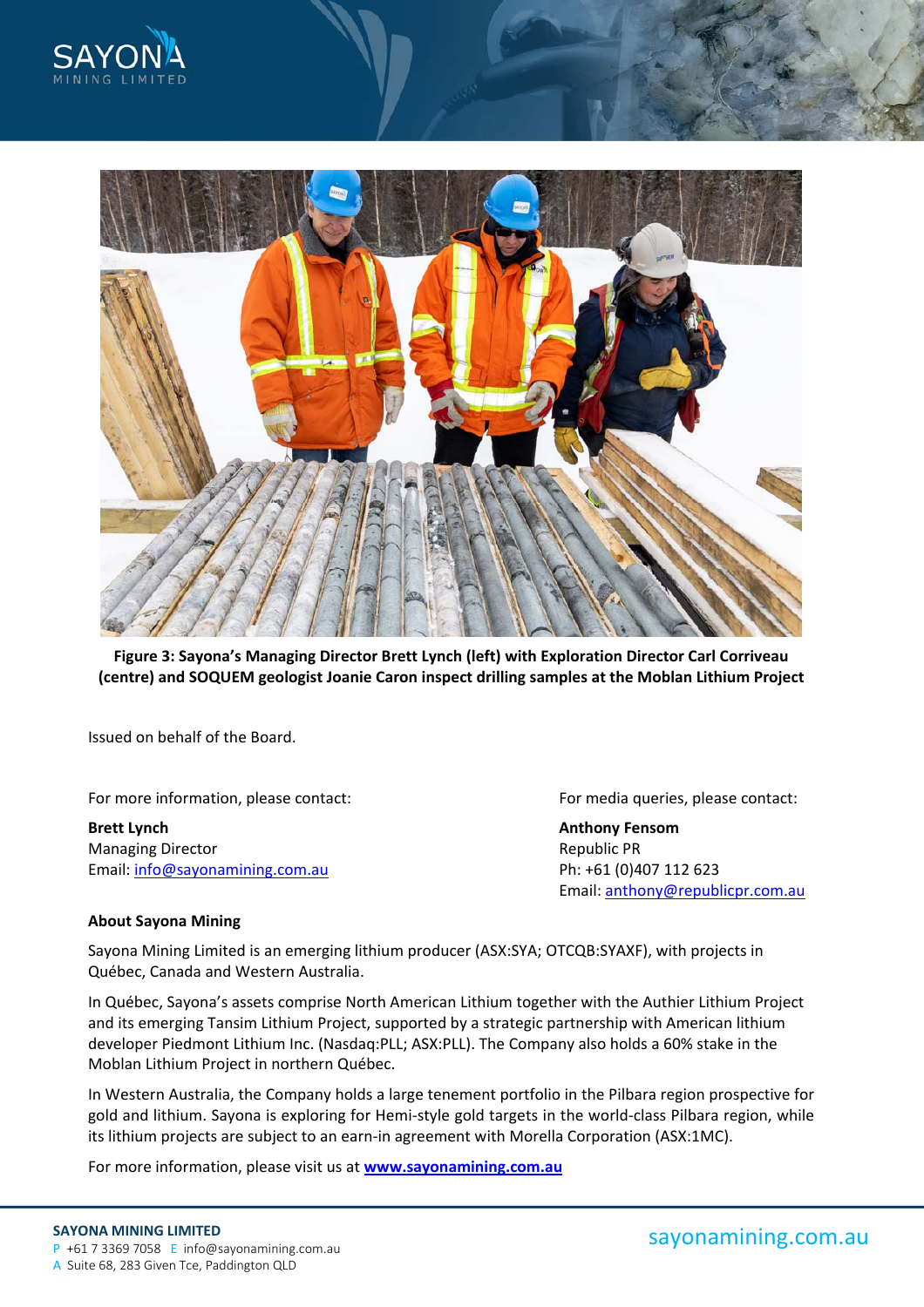**Figure 3: Sayona's Managing Director Brett Lynch (left) with Exploration Director Carl Corriveau (centre) and SOQUEM geologist Joanie Caron inspect drilling samples at the Moblan Lithium Project**

Issued on behalf of the Board.

For more information, please contact:

**Brett Lynch**
Managing Director
Email: info@sayonamining.com.au

For media queries, please contact:

**Anthony Fensom**
Republic PR
Ph: +61 (0)407 112 623
Email: anthony@republicpr.com.au

**About Sayona Mining**

Sayona Mining Limited is an emerging lithium producer (ASX:SYA; OTCQB:SYAXF), with projects in Québec, Canada and Western Australia.

In Québec, Sayona's assets comprise North American Lithium together with the Authier Lithium Project and its emerging Tansim Lithium Project, supported by a strategic partnership with American lithium developer Piedmont Lithium Inc. (Nasdaq:PLL; ASX:PLL). The Company also holds a 60% stake in the Moblan Lithium Project in northern Québec.

In Western Australia, the Company holds a large tenement portfolio in the Pilbara region prospective for gold and lithium. Sayona is exploring for Hemi-style gold targets in the world-class Pilbara region, while its lithium projects are subject to an earn-in agreement with Morella Corporation (ASX:1MC).

For more information, please visit us at **www.sayonamining.com.au**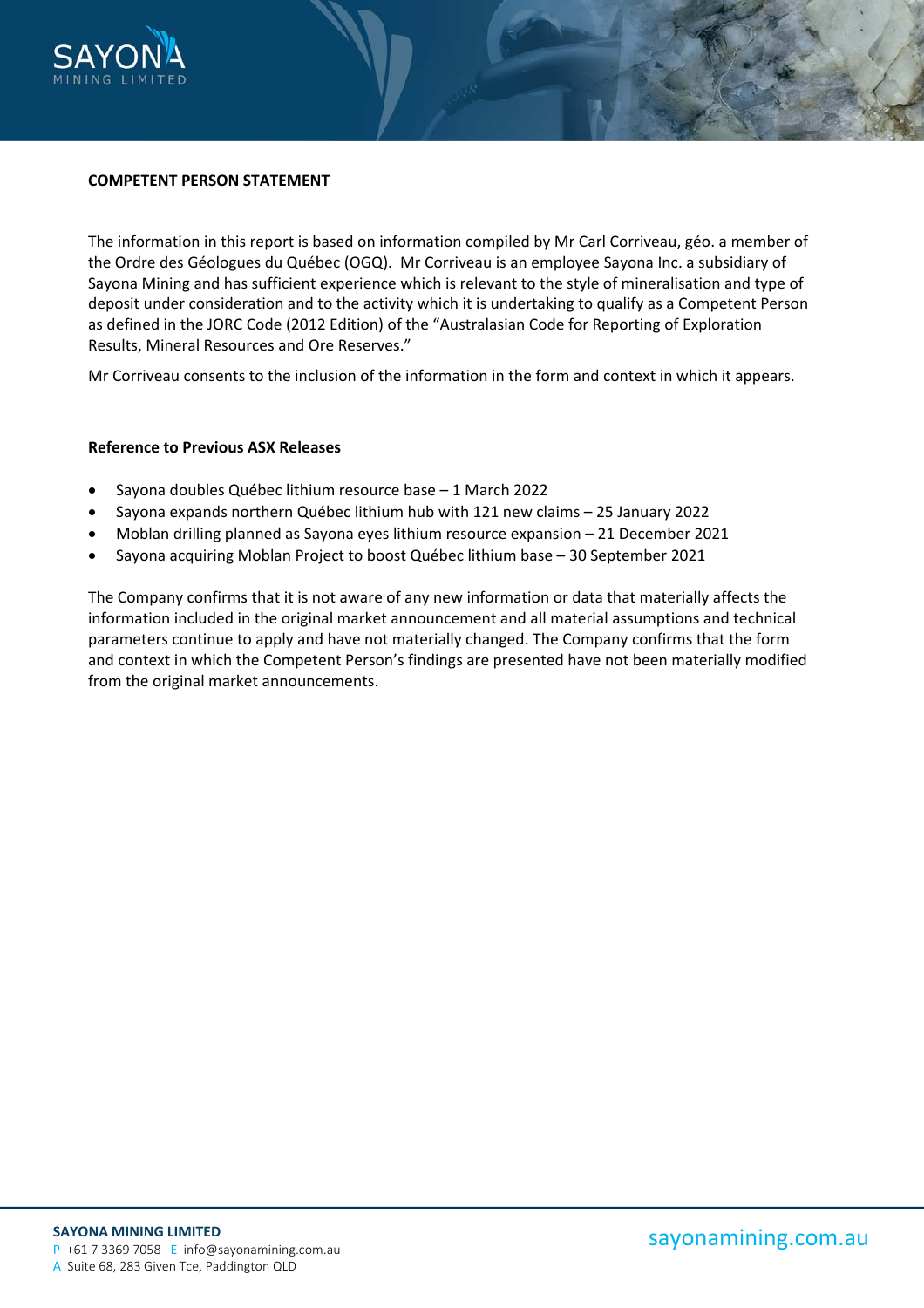**COMPETENT PERSON STATEMENT**

The information in this report is based on information compiled by Mr Carl Corriveau, géo. a member of the Ordre des Géologues du Québec (OGQ). Mr Corriveau is an employee Sayona Inc. a subsidiary of Sayona Mining and has sufficient experience which is relevant to the style of mineralisation and type of deposit under consideration and to the activity which it is undertaking to qualify as a Competent Person as defined in the JORC Code (2012 Edition) of the "Australasian Code for Reporting of Exploration Results, Mineral Resources and Ore Reserves."

Mr Corriveau consents to the inclusion of the information in the form and context in which it appears.

**Reference to Previous ASX Releases**

- Sayona doubles Québec lithium resource base – 1 March 2022
- Sayona expands northern Québec lithium hub with 121 new claims – 25 January 2022
- Moblan drilling planned as Sayona eyes lithium resource expansion – 21 December 2021
- Sayona acquiring Moblan Project to boost Québec lithium base – 30 September 2021

The Company confirms that it is not aware of any new information or data that materially affects the information included in the original market announcement and all material assumptions and technical parameters continue to apply and have not materially changed. The Company confirms that the form and context in which the Competent Person's findings are presented have not been materially modified from the original market announcements.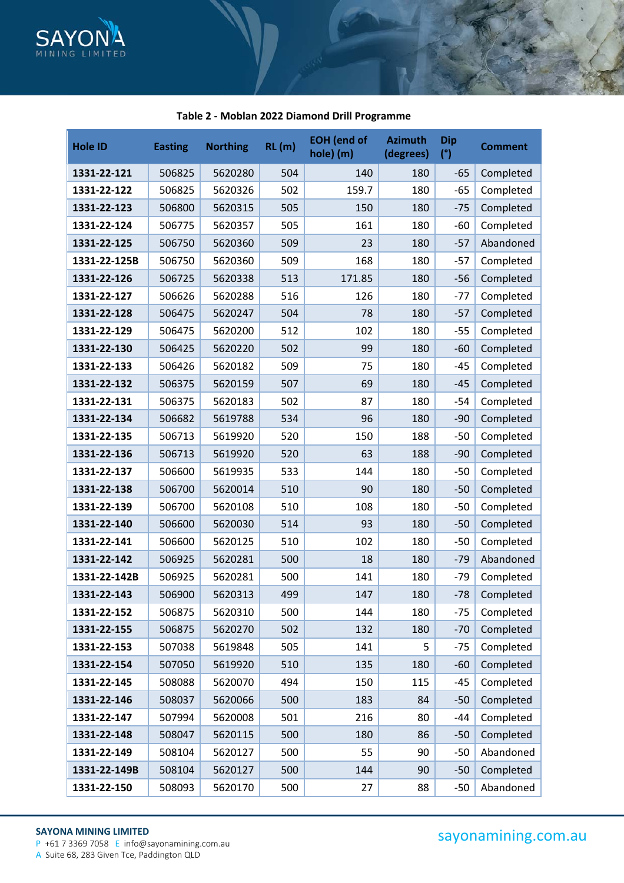**Table 2 - Moblan 2022 Diamond Drill Programme**

| Hole ID | Easting | Northing | RL (m) | EOH (end of hole) (m) | Azimuth (degrees) | Dip (°) | Comment |
|---|---|---|---|---|---|---|---|
| **1331-22-121** | 506825 | 5620280 | 504 | 140 | 180 | -65 | Completed |
| **1331-22-122** | 506825 | 5620326 | 502 | 159.7 | 180 | -65 | Completed |
| **1331-22-123** | 506800 | 5620315 | 505 | 150 | 180 | -75 | Completed |
| **1331-22-124** | 506775 | 5620357 | 505 | 161 | 180 | -60 | Completed |
| **1331-22-125** | 506750 | 5620360 | 509 | 23 | 180 | -57 | Abandoned |
| **1331-22-125B** | 506750 | 5620360 | 509 | 168 | 180 | -57 | Completed |
| **1331-22-126** | 506725 | 5620338 | 513 | 171.85 | 180 | -56 | Completed |
| **1331-22-127** | 506626 | 5620288 | 516 | 126 | 180 | -77 | Completed |
| **1331-22-128** | 506475 | 5620247 | 504 | 78 | 180 | -57 | Completed |
| **1331-22-129** | 506475 | 5620200 | 512 | 102 | 180 | -55 | Completed |
| **1331-22-130** | 506425 | 5620220 | 502 | 99 | 180 | -60 | Completed |
| **1331-22-133** | 506426 | 5620182 | 509 | 75 | 180 | -45 | Completed |
| **1331-22-132** | 506375 | 5620159 | 507 | 69 | 180 | -45 | Completed |
| **1331-22-131** | 506375 | 5620183 | 502 | 87 | 180 | -54 | Completed |
| **1331-22-134** | 506682 | 5619788 | 534 | 96 | 180 | -90 | Completed |
| **1331-22-135** | 506713 | 5619920 | 520 | 150 | 188 | -50 | Completed |
| **1331-22-136** | 506713 | 5619920 | 520 | 63 | 188 | -90 | Completed |
| **1331-22-137** | 506600 | 5619935 | 533 | 144 | 180 | -50 | Completed |
| **1331-22-138** | 506700 | 5620014 | 510 | 90 | 180 | -50 | Completed |
| **1331-22-139** | 506700 | 5620108 | 510 | 108 | 180 | -50 | Completed |
| **1331-22-140** | 506600 | 5620030 | 514 | 93 | 180 | -50 | Completed |
| **1331-22-141** | 506600 | 5620125 | 510 | 102 | 180 | -50 | Completed |
| **1331-22-142** | 506925 | 5620281 | 500 | 18 | 180 | -79 | Abandoned |
| **1331-22-142B** | 506925 | 5620281 | 500 | 141 | 180 | -79 | Completed |
| **1331-22-143** | 506900 | 5620313 | 499 | 147 | 180 | -78 | Completed |
| **1331-22-152** | 506875 | 5620310 | 500 | 144 | 180 | -75 | Completed |
| **1331-22-155** | 506875 | 5620270 | 502 | 132 | 180 | -70 | Completed |
| **1331-22-153** | 507038 | 5619848 | 505 | 141 | 5 | -75 | Completed |
| **1331-22-154** | 507050 | 5619920 | 510 | 135 | 180 | -60 | Completed |
| **1331-22-145** | 508088 | 5620070 | 494 | 150 | 115 | -45 | Completed |
| **1331-22-146** | 508037 | 5620066 | 500 | 183 | 84 | -50 | Completed |
| **1331-22-147** | 507994 | 5620008 | 501 | 216 | 80 | -44 | Completed |
| **1331-22-148** | 508047 | 5620115 | 500 | 180 | 86 | -50 | Completed |
| **1331-22-149** | 508104 | 5620127 | 500 | 55 | 90 | -50 | Abandoned |
| **1331-22-149B** | 508104 | 5620127 | 500 | 144 | 90 | -50 | Completed |
| **1331-22-150** | 508093 | 5620170 | 500 | 27 | 88 | -50 | Abandoned |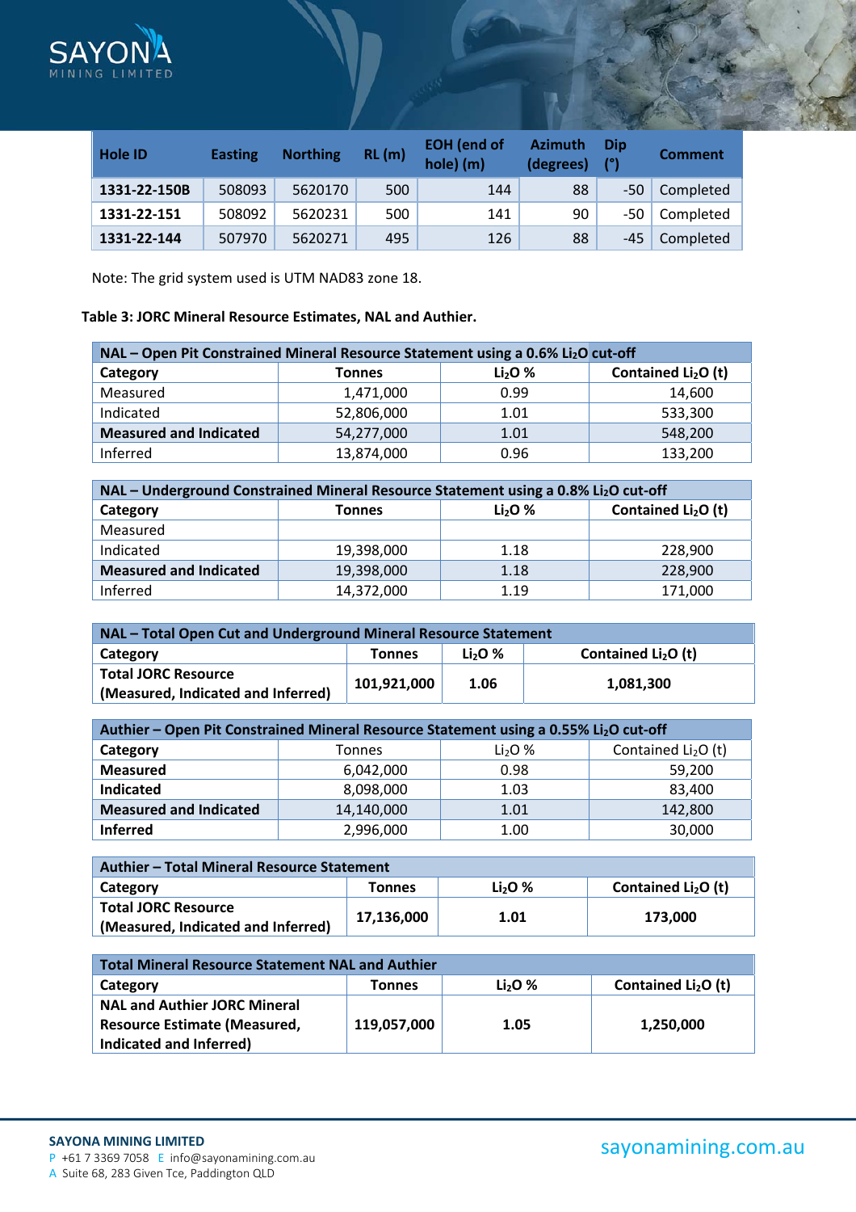| Hole ID | Easting | Northing | RL (m) | EOH (end of hole) (m) | Azimuth (degrees) | Dip (°) | Comment |
|---|---|---|---|---|---|---|---|
| **1331-22-150B** | 508093 | 5620170 | 500 | 144 | 88 | -50 | Completed |
| **1331-22-151** | 508092 | 5620231 | 500 | 141 | 90 | -50 | Completed |
| **1331-22-144** | 507970 | 5620271 | 495 | 126 | 88 | -45 | Completed |

Note: The grid system used is UTM NAD83 zone 18.

**Table 3: JORC Mineral Resource Estimates, NAL and Authier.**

| NAL – Open Pit Constrained Mineral Resource Statement using a 0.6% $Li_2O$ cut-off | | | |
|---|---|---|---|
| **Category** | **Tonnes** | **$Li_2O$ %** | **Contained $Li_2O$ (t)** |
| Measured | 1,471,000 | 0.99 | 14,600 |
| Indicated | 52,806,000 | 1.01 | 533,300 |
| **Measured and Indicated** | 54,277,000 | 1.01 | 548,200 |
| Inferred | 13,874,000 | 0.96 | 133,200 |

| NAL – Underground Constrained Mineral Resource Statement using a 0.8% $Li_2O$ cut-off | | | |
|---|---|---|---|
| **Category** | **Tonnes** | **$Li_2O$ %** | **Contained $Li_2O$ (t)** |
| Measured | | | |
| Indicated | 19,398,000 | 1.18 | 228,900 |
| **Measured and Indicated** | 19,398,000 | 1.18 | 228,900 |
| Inferred | 14,372,000 | 1.19 | 171,000 |

| NAL – Total Open Cut and Underground Mineral Resource Statement | | | |
|---|---|---|---|
| **Category** | **Tonnes** | **$Li_2O$ %** | **Contained $Li_2O$ (t)** |
| **Total JORC Resource (Measured, Indicated and Inferred)** | **101,921,000** | **1.06** | **1,081,300** |

| Authier – Open Pit Constrained Mineral Resource Statement using a 0.55% $Li_2O$ cut-off | | | |
|---|---|---|---|
| **Category** | Tonnes | $Li_2O$ % | Contained $Li_2O$ (t) |
| **Measured** | 6,042,000 | 0.98 | 59,200 |
| **Indicated** | 8,098,000 | 1.03 | 83,400 |
| **Measured and Indicated** | 14,140,000 | 1.01 | 142,800 |
| **Inferred** | 2,996,000 | 1.00 | 30,000 |

| Authier – Total Mineral Resource Statement | | | |
|---|---|---|---|
| **Category** | **Tonnes** | **$Li_2O$ %** | **Contained $Li_2O$ (t)** |
| **Total JORC Resource (Measured, Indicated and Inferred)** | **17,136,000** | **1.01** | **173,000** |

| Total Mineral Resource Statement NAL and Authier | | | |
|---|---|---|---|
| **Category** | **Tonnes** | **$Li_2O$ %** | **Contained $Li_2O$ (t)** |
| **NAL and Authier JORC Mineral Resource Estimate (Measured, Indicated and Inferred)** | **119,057,000** | **1.05** | **1,250,000** |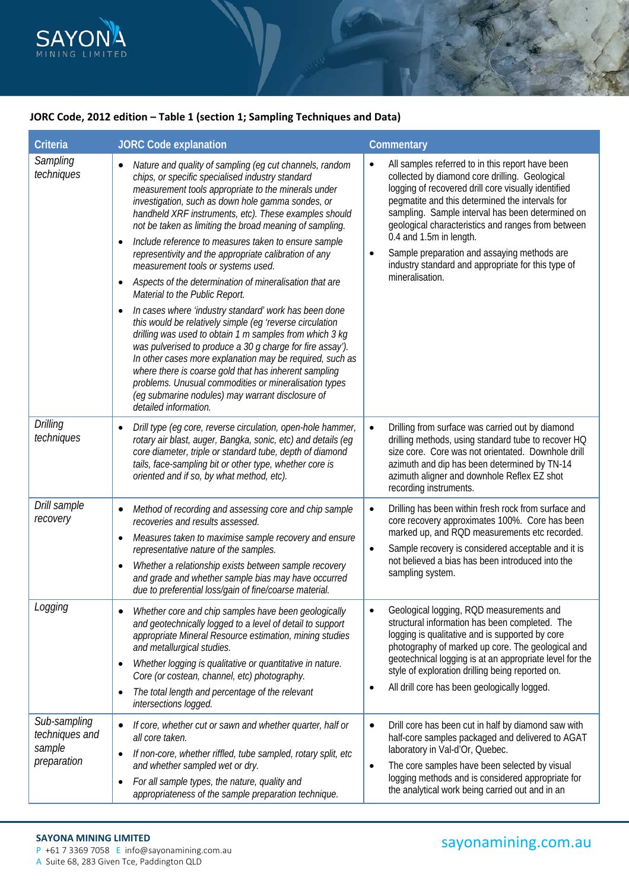**JORC Code, 2012 edition – Table 1 (section 1; Sampling Techniques and Data)**

| Criteria | JORC Code explanation | Commentary |
|---|---|---|
| *Sampling techniques* | • *Nature and quality of sampling (eg cut channels, random chips, or specific specialised industry standard measurement tools appropriate to the minerals under investigation, such as down hole gamma sondes, or handheld XRF instruments, etc). These examples should not be taken as limiting the broad meaning of sampling.*<br>• *Include reference to measures taken to ensure sample representivity and the appropriate calibration of any measurement tools or systems used.*<br>• *Aspects of the determination of mineralisation that are Material to the Public Report.*<br>• *In cases where 'industry standard' work has been done this would be relatively simple (eg 'reverse circulation drilling was used to obtain 1 m samples from which 3 kg was pulverised to produce a 30 g charge for fire assay'). In other cases more explanation may be required, such as where there is coarse gold that has inherent sampling problems. Unusual commodities or mineralisation types (eg submarine nodules) may warrant disclosure of detailed information.* | • All samples referred to in this report have been collected by diamond core drilling. Geological logging of recovered drill core visually identified pegmatite and this determined the intervals for sampling. Sample interval has been determined on geological characteristics and ranges from between 0.4 and 1.5m in length.<br>• Sample preparation and assaying methods are industry standard and appropriate for this type of mineralisation. |
| *Drilling techniques* | • *Drill type (eg core, reverse circulation, open-hole hammer, rotary air blast, auger, Bangka, sonic, etc) and details (eg core diameter, triple or standard tube, depth of diamond tails, face-sampling bit or other type, whether core is oriented and if so, by what method, etc).* | • Drilling from surface was carried out by diamond drilling methods, using standard tube to recover HQ size core. Core was not orientated. Downhole drill azimuth and dip has been determined by TN-14 azimuth aligner and downhole Reflex EZ shot recording instruments. |
| *Drill sample recovery* | • *Method of recording and assessing core and chip sample recoveries and results assessed.*<br>• *Measures taken to maximise sample recovery and ensure representative nature of the samples.*<br>• *Whether a relationship exists between sample recovery and grade and whether sample bias may have occurred due to preferential loss/gain of fine/coarse material.* | • Drilling has been within fresh rock from surface and core recovery approximates 100%. Core has been marked up, and RQD measurements etc recorded.<br>• Sample recovery is considered acceptable and it is not believed a bias has been introduced into the sampling system. |
| *Logging* | • *Whether core and chip samples have been geologically and geotechnically logged to a level of detail to support appropriate Mineral Resource estimation, mining studies and metallurgical studies.*<br>• *Whether logging is qualitative or quantitative in nature. Core (or costean, channel, etc) photography.*<br>• *The total length and percentage of the relevant intersections logged.* | • Geological logging, RQD measurements and structural information has been completed. The logging is qualitative and is supported by core photography of marked up core. The geological and geotechnical logging is at an appropriate level for the style of exploration drilling being reported on.<br>• All drill core has been geologically logged. |
| *Sub-sampling techniques and sample preparation* | • *If core, whether cut or sawn and whether quarter, half or all core taken.*<br>• *If non-core, whether riffled, tube sampled, rotary split, etc and whether sampled wet or dry.*<br>• *For all sample types, the nature, quality and appropriateness of the sample preparation technique.* | • Drill core has been cut in half by diamond saw with half-core samples packaged and delivered to AGAT laboratory in Val-d'Or, Quebec.<br>• The core samples have been selected by visual logging methods and is considered appropriate for the analytical work being carried out and in an |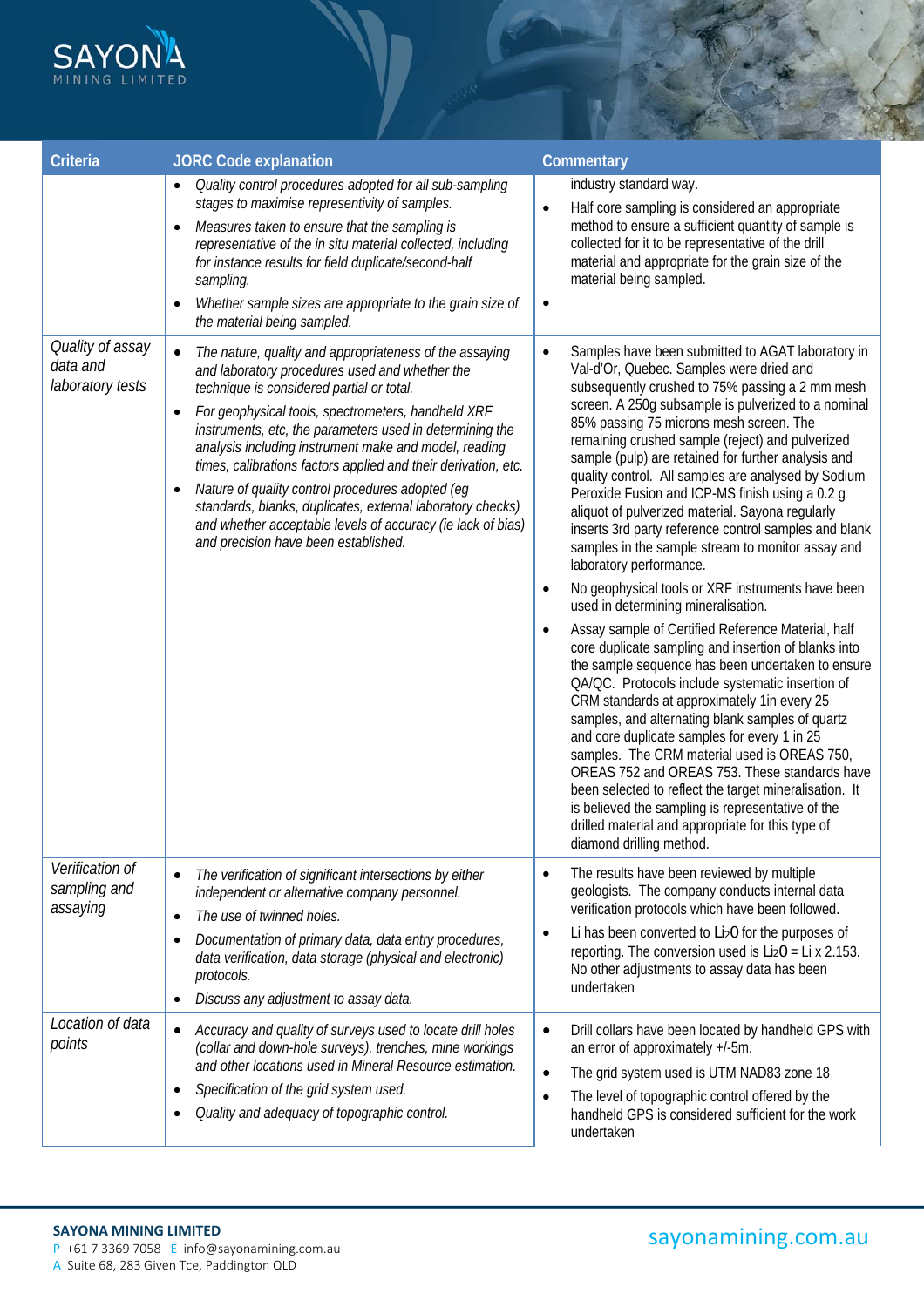| Criteria | JORC Code explanation | Commentary |
|---|---|---|
| | • *Quality control procedures adopted for all sub-sampling stages to maximise representivity of samples.*<br>• *Measures taken to ensure that the sampling is representative of the in situ material collected, including for instance results for field duplicate/second-half sampling.*<br>• *Whether sample sizes are appropriate to the grain size of the material being sampled.* | industry standard way.<br>• Half core sampling is considered an appropriate method to ensure a sufficient quantity of sample is collected for it to be representative of the drill material and appropriate for the grain size of the material being sampled.<br>• |
| *Quality of assay data and laboratory tests* | • *The nature, quality and appropriateness of the assaying and laboratory procedures used and whether the technique is considered partial or total.*<br>• *For geophysical tools, spectrometers, handheld XRF instruments, etc, the parameters used in determining the analysis including instrument make and model, reading times, calibrations factors applied and their derivation, etc.*<br>• *Nature of quality control procedures adopted (eg standards, blanks, duplicates, external laboratory checks) and whether acceptable levels of accuracy (ie lack of bias) and precision have been established.* | • Samples have been submitted to AGAT laboratory in Val-d'Or, Quebec. Samples were dried and subsequently crushed to 75% passing a 2 mm mesh screen. A 250g subsample is pulverized to a nominal 85% passing 75 microns mesh screen. The remaining crushed sample (reject) and pulverized sample (pulp) are retained for further analysis and quality control. All samples are analysed by Sodium Peroxide Fusion and ICP-MS finish using a 0.2 g aliquot of pulverized material. Sayona regularly inserts 3rd party reference control samples and blank samples in the sample stream to monitor assay and laboratory performance.<br>• No geophysical tools or XRF instruments have been used in determining mineralisation.<br>• Assay sample of Certified Reference Material, half core duplicate sampling and insertion of blanks into the sample sequence has been undertaken to ensure QA/QC. Protocols include systematic insertion of CRM standards at approximately 1in every 25 samples, and alternating blank samples of quartz and core duplicate samples for every 1 in 25 samples. The CRM material used is OREAS 750, OREAS 752 and OREAS 753. These standards have been selected to reflect the target mineralisation. It is believed the sampling is representative of the drilled material and appropriate for this type of diamond drilling method. |
| *Verification of sampling and assaying* | • *The verification of significant intersections by either independent or alternative company personnel.*<br>• *The use of twinned holes.*<br>• *Documentation of primary data, data entry procedures, data verification, data storage (physical and electronic) protocols.*<br>• *Discuss any adjustment to assay data.* | • The results have been reviewed by multiple geologists. The company conducts internal data verification protocols which have been followed.<br>• Li has been converted to $Li_2O$ for the purposes of reporting. The conversion used is $Li_2O$ = Li x 2.153. No other adjustments to assay data has been undertaken |
| *Location of data points* | • *Accuracy and quality of surveys used to locate drill holes (collar and down-hole surveys), trenches, mine workings and other locations used in Mineral Resource estimation.*<br>• *Specification of the grid system used.*<br>• *Quality and adequacy of topographic control.* | • Drill collars have been located by handheld GPS with an error of approximately +/-5m.<br>• The grid system used is UTM NAD83 zone 18<br>• The level of topographic control offered by the handheld GPS is considered sufficient for the work undertaken |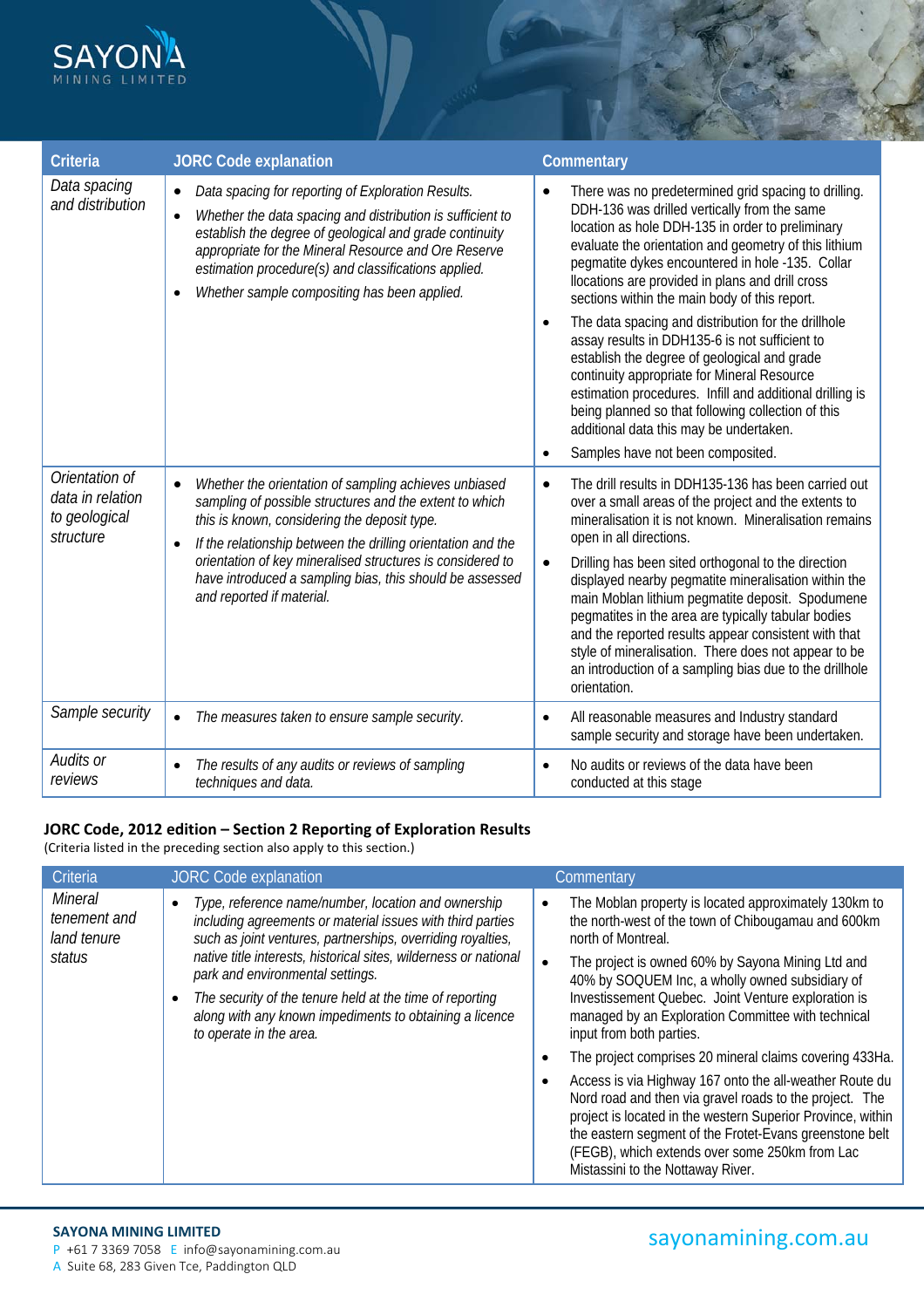| Criteria | JORC Code explanation | Commentary |
|---|---|---|
| *Data spacing and distribution* | • *Data spacing for reporting of Exploration Results.*<br>• *Whether the data spacing and distribution is sufficient to establish the degree of geological and grade continuity appropriate for the Mineral Resource and Ore Reserve estimation procedure(s) and classifications applied.*<br>• *Whether sample compositing has been applied.* | • There was no predetermined grid spacing to drilling. DDH-136 was drilled vertically from the same location as hole DDH-135 in order to preliminary evaluate the orientation and geometry of this lithium pegmatite dykes encountered in hole -135. Collar llocations are provided in plans and drill cross sections within the main body of this report.<br>• The data spacing and distribution for the drillhole assay results in DDH135-6 is not sufficient to establish the degree of geological and grade continuity appropriate for Mineral Resource estimation procedures. Infill and additional drilling is being planned so that following collection of this additional data this may be undertaken.<br>• Samples have not been composited. |
| *Orientation of data in relation to geological structure* | • *Whether the orientation of sampling achieves unbiased sampling of possible structures and the extent to which this is known, considering the deposit type.*<br>• *If the relationship between the drilling orientation and the orientation of key mineralised structures is considered to have introduced a sampling bias, this should be assessed and reported if material.* | • The drill results in DDH135-136 has been carried out over a small areas of the project and the extents to mineralisation it is not known. Mineralisation remains open in all directions.<br>• Drilling has been sited orthogonal to the direction displayed nearby pegmatite mineralisation within the main Moblan lithium pegmatite deposit. Spodumene pegmatites in the area are typically tabular bodies and the reported results appear consistent with that style of mineralisation. There does not appear to be an introduction of a sampling bias due to the drillhole orientation. |
| *Sample security* | • *The measures taken to ensure sample security.* | • All reasonable measures and Industry standard sample security and storage have been undertaken. |
| *Audits or reviews* | • *The results of any audits or reviews of sampling techniques and data.* | • No audits or reviews of the data have been conducted at this stage |

**JORC Code, 2012 edition – Section 2 Reporting of Exploration Results**
(Criteria listed in the preceding section also apply to this section.)

| Criteria | JORC Code explanation | Commentary |
|---|---|---|
| *Mineral tenement and land tenure status* | • *Type, reference name/number, location and ownership including agreements or material issues with third parties such as joint ventures, partnerships, overriding royalties, native title interests, historical sites, wilderness or national park and environmental settings.*<br>• *The security of the tenure held at the time of reporting along with any known impediments to obtaining a licence to operate in the area.* | • The Moblan property is located approximately 130km to the north-west of the town of Chibougamau and 600km north of Montreal.<br>• The project is owned 60% by Sayona Mining Ltd and 40% by SOQUEM Inc, a wholly owned subsidiary of Investissement Quebec. Joint Venture exploration is managed by an Exploration Committee with technical input from both parties.<br>• The project comprises 20 mineral claims covering 433Ha.<br>• Access is via Highway 167 onto the all-weather Route du Nord road and then via gravel roads to the project. The project is located in the western Superior Province, within the eastern segment of the Frotet-Evans greenstone belt (FEGB), which extends over some 250km from Lac Mistassini to the Nottaway River. |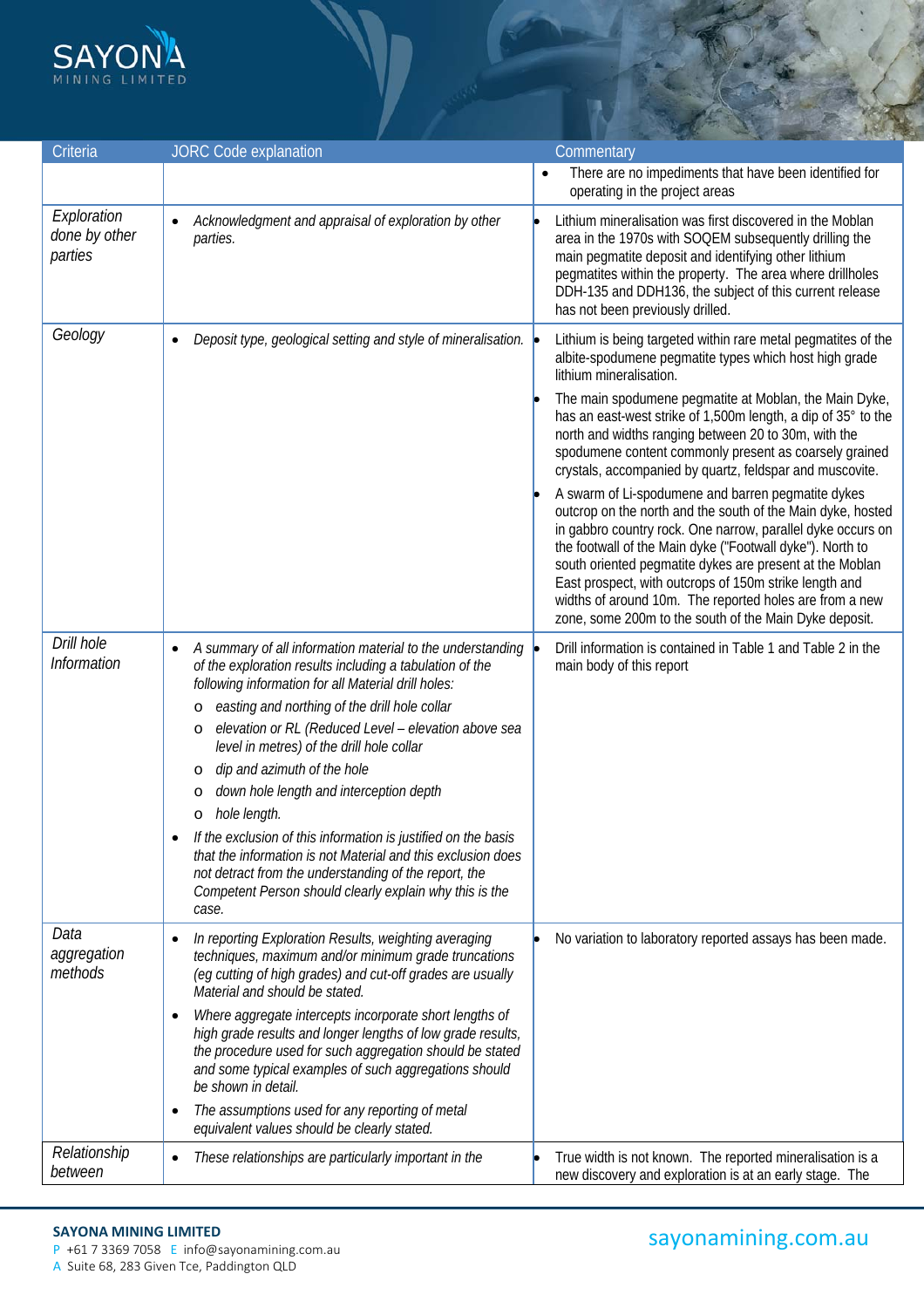| Criteria | JORC Code explanation | Commentary |
|---|---|---|
| | | • There are no impediments that have been identified for operating in the project areas |
| *Exploration done by other parties* | • *Acknowledgment and appraisal of exploration by other parties.* | • Lithium mineralisation was first discovered in the Moblan area in the 1970s with SOQEM subsequently drilling the main pegmatite deposit and identifying other lithium pegmatites within the property. The area where drillholes DDH-135 and DDH136, the subject of this current release has not been previously drilled. |
| *Geology* | • *Deposit type, geological setting and style of mineralisation.* | • Lithium is being targeted within rare metal pegmatites of the albite-spodumene pegmatite types which host high grade lithium mineralisation.<br>• The main spodumene pegmatite at Moblan, the Main Dyke, has an east-west strike of 1,500m length, a dip of 35° to the north and widths ranging between 20 to 30m, with the spodumene content commonly present as coarsely grained crystals, accompanied by quartz, feldspar and muscovite.<br>• A swarm of Li-spodumene and barren pegmatite dykes outcrop on the north and the south of the Main dyke, hosted in gabbro country rock. One narrow, parallel dyke occurs on the footwall of the Main dyke ("Footwall dyke"). North to south oriented pegmatite dykes are present at the Moblan East prospect, with outcrops of 150m strike length and widths of around 10m. The reported holes are from a new zone, some 200m to the south of the Main Dyke deposit. |
| *Drill hole Information* | • *A summary of all information material to the understanding of the exploration results including a tabulation of the following information for all Material drill holes:*<br>  o *easting and northing of the drill hole collar*<br>  o *elevation or RL (Reduced Level – elevation above sea level in metres) of the drill hole collar*<br>  o *dip and azimuth of the hole*<br>  o *down hole length and interception depth*<br>  o *hole length.*<br>• *If the exclusion of this information is justified on the basis that the information is not Material and this exclusion does not detract from the understanding of the report, the Competent Person should clearly explain why this is the case.* | • Drill information is contained in Table 1 and Table 2 in the main body of this report |
| *Data aggregation methods* | • *In reporting Exploration Results, weighting averaging techniques, maximum and/or minimum grade truncations (eg cutting of high grades) and cut-off grades are usually Material and should be stated.*<br>• *Where aggregate intercepts incorporate short lengths of high grade results and longer lengths of low grade results, the procedure used for such aggregation should be stated and some typical examples of such aggregations should be shown in detail.*<br>• *The assumptions used for any reporting of metal equivalent values should be clearly stated.* | • No variation to laboratory reported assays has been made. |
| *Relationship between* | • *These relationships are particularly important in the* | • True width is not known. The reported mineralisation is a new discovery and exploration is at an early stage. The |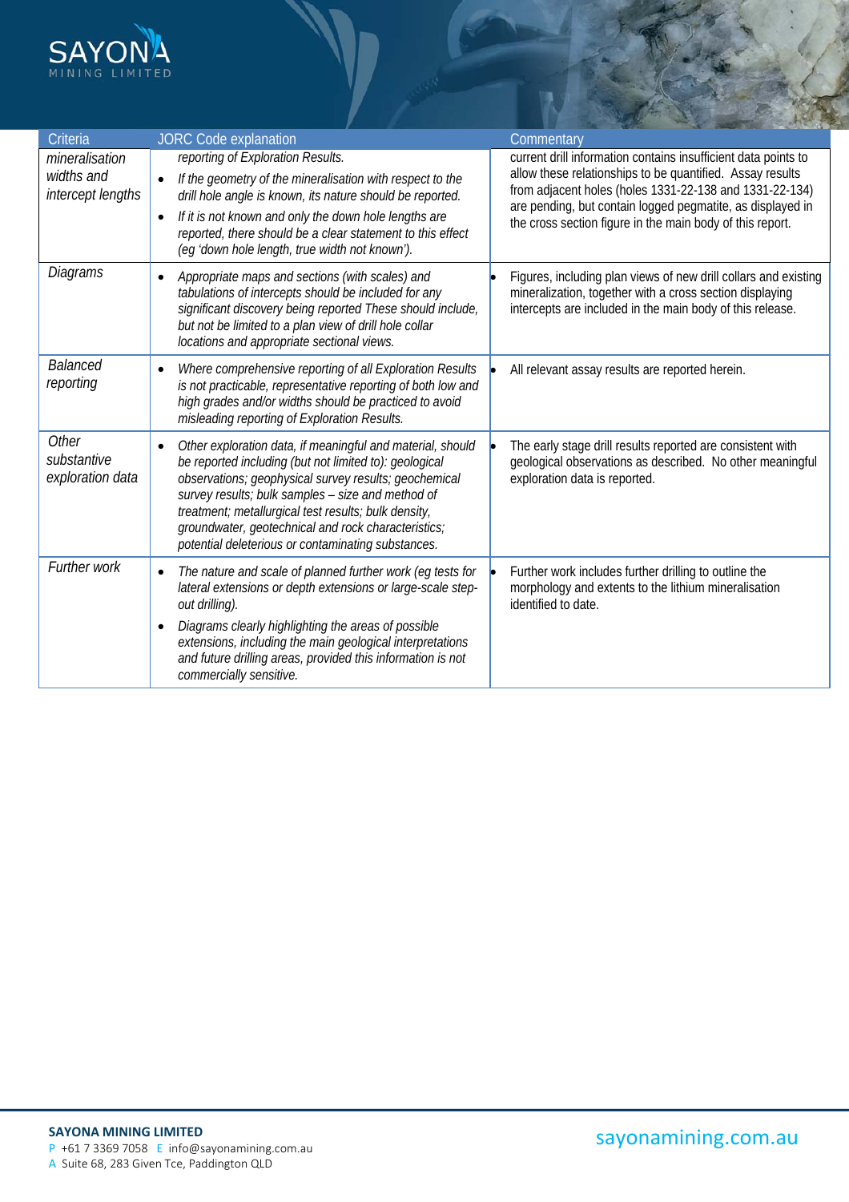| Criteria | JORC Code explanation | Commentary |
|---|---|---|
| *mineralisation widths and intercept lengths* | *reporting of Exploration Results.*<br>• *If the geometry of the mineralisation with respect to the drill hole angle is known, its nature should be reported.*<br>• *If it is not known and only the down hole lengths are reported, there should be a clear statement to this effect (eg 'down hole length, true width not known').* | current drill information contains insufficient data points to allow these relationships to be quantified. Assay results from adjacent holes (holes 1331-22-138 and 1331-22-134) are pending, but contain logged pegmatite, as displayed in the cross section figure in the main body of this report. |
| *Diagrams* | • *Appropriate maps and sections (with scales) and tabulations of intercepts should be included for any significant discovery being reported These should include, but not be limited to a plan view of drill hole collar locations and appropriate sectional views.* | • Figures, including plan views of new drill collars and existing mineralization, together with a cross section displaying intercepts are included in the main body of this release. |
| *Balanced reporting* | • *Where comprehensive reporting of all Exploration Results is not practicable, representative reporting of both low and high grades and/or widths should be practiced to avoid misleading reporting of Exploration Results.* | • All relevant assay results are reported herein. |
| *Other substantive exploration data* | • *Other exploration data, if meaningful and material, should be reported including (but not limited to): geological observations; geophysical survey results; geochemical survey results; bulk samples – size and method of treatment; metallurgical test results; bulk density, groundwater, geotechnical and rock characteristics; potential deleterious or contaminating substances.* | • The early stage drill results reported are consistent with geological observations as described. No other meaningful exploration data is reported. |
| *Further work* | • *The nature and scale of planned further work (eg tests for lateral extensions or depth extensions or large-scale step-out drilling).*<br>• *Diagrams clearly highlighting the areas of possible extensions, including the main geological interpretations and future drilling areas, provided this information is not commercially sensitive.* | • Further work includes further drilling to outline the morphology and extents to the lithium mineralisation identified to date. |